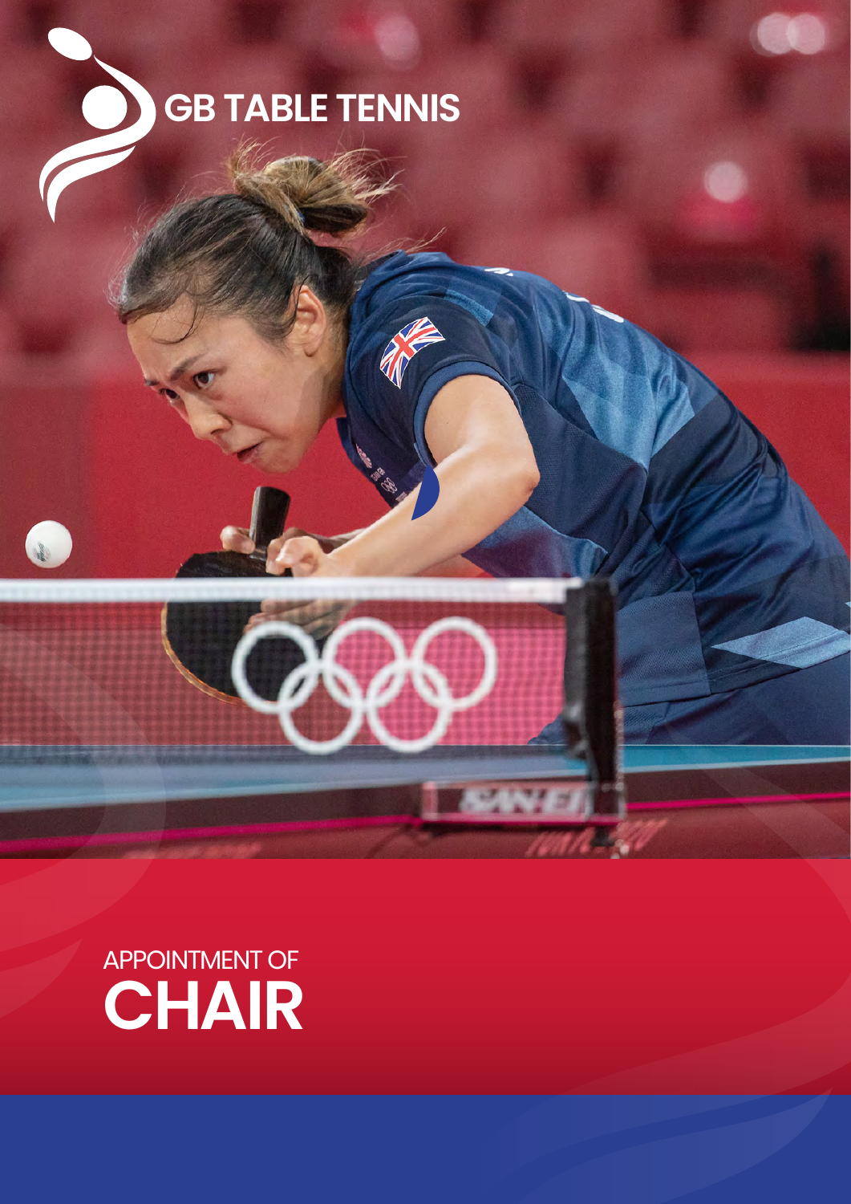GB TABLE TENNIS

APPOINTMENT OF

# CHAIR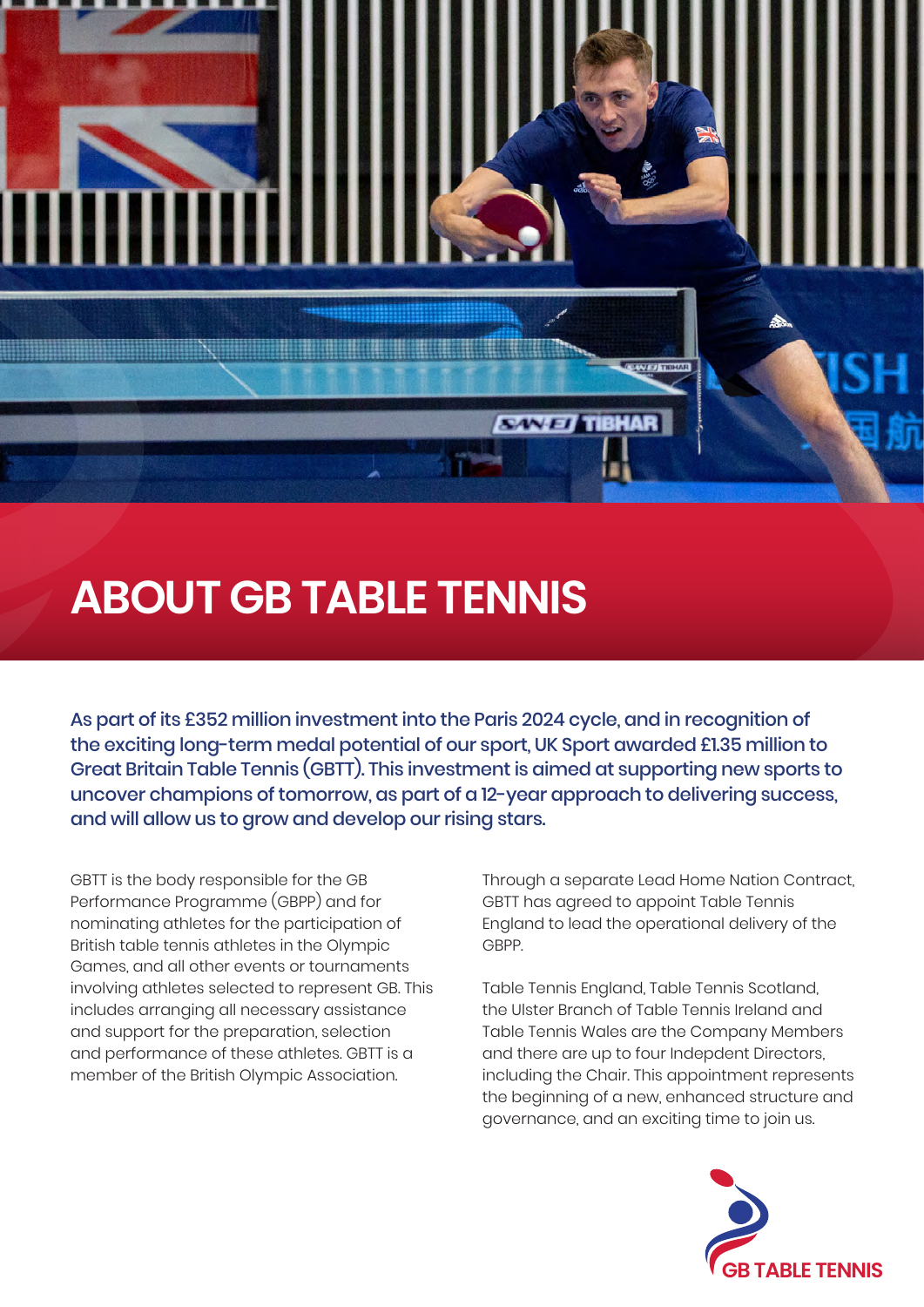# ABOUT GB TABLE TENNIS

**As part of its £352 million investment into the Paris 2024 cycle, and in recognition of the exciting long-term medal potential of our sport, UK Sport awarded £1.35 million to Great Britain Table Tennis (GBTT). This investment is aimed at supporting new sports to uncover champions of tomorrow, as part of a 12-year approach to delivering success, and will allow us to grow and develop our rising stars.**

GBTT is the body responsible for the GB Performance Programme (GBPP) and for nominating athletes for the participation of British table tennis athletes in the Olympic Games, and all other events or tournaments involving athletes selected to represent GB. This includes arranging all necessary assistance and support for the preparation, selection and performance of these athletes. GBTT is a member of the British Olympic Association.

Through a separate Lead Home Nation Contract, GBTT has agreed to appoint Table Tennis England to lead the operational delivery of the GBPP.

Table Tennis England, Table Tennis Scotland, the Ulster Branch of Table Tennis Ireland and Table Tennis Wales are the Company Members and there are up to four Indepdent Directors, including the Chair. This appointment represents the beginning of a new, enhanced structure and governance, and an exciting time to join us.

GB TABLE TENNIS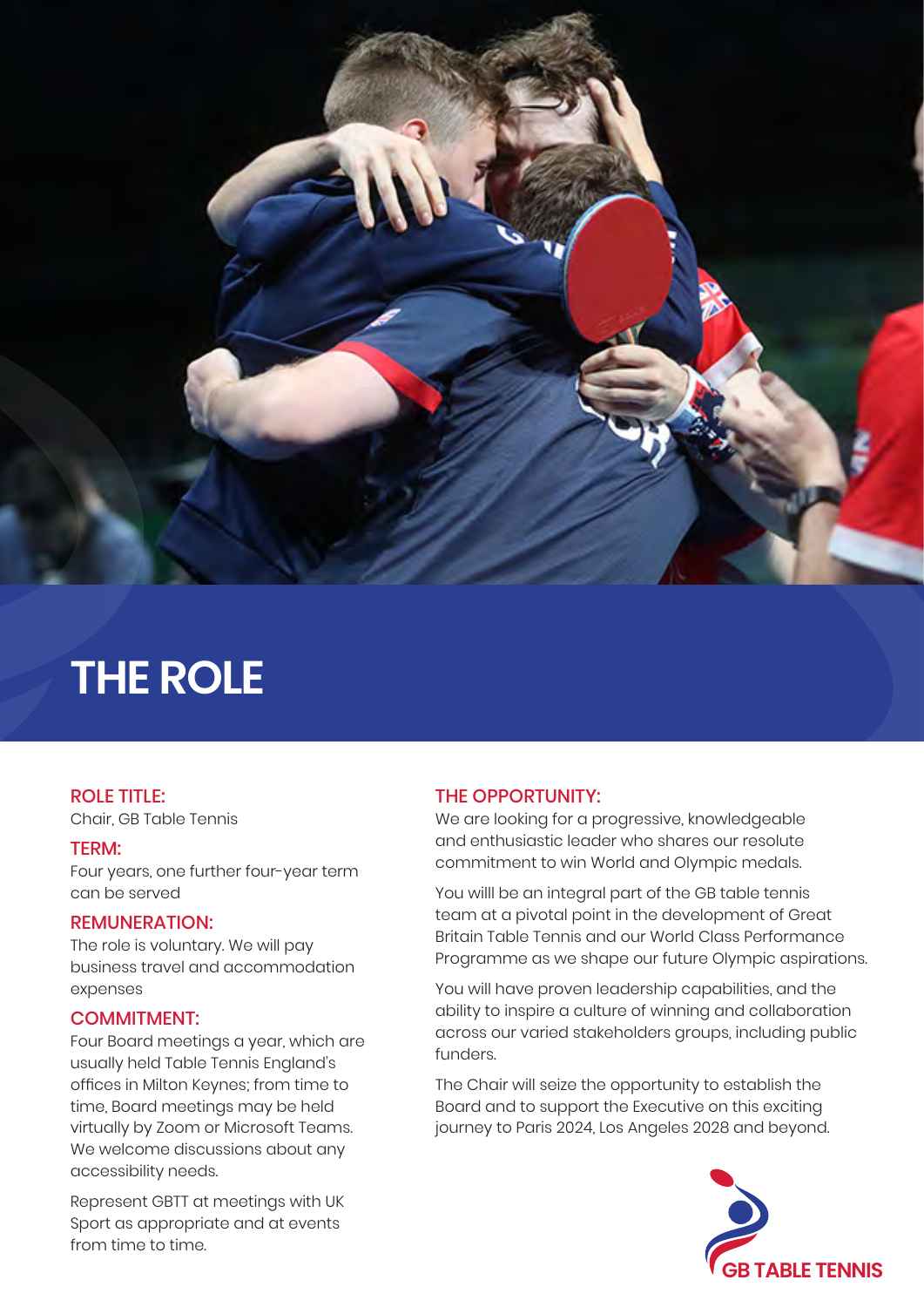# THE ROLE

## ROLE TITLE:

Chair, GB Table Tennis

## TERM:

Four years, one further four-year term can be served

## REMUNERATION:

The role is voluntary. We will pay business travel and accommodation expenses

## COMMITMENT:

Four Board meetings a year, which are usually held Table Tennis England's offices in Milton Keynes; from time to time, Board meetings may be held virtually by Zoom or Microsoft Teams. We welcome discussions about any accessibility needs.

Represent GBTT at meetings with UK Sport as appropriate and at events from time to time.

## THE OPPORTUNITY:

We are looking for a progressive, knowledgeable and enthusiastic leader who shares our resolute commitment to win World and Olympic medals.

You willl be an integral part of the GB table tennis team at a pivotal point in the development of Great Britain Table Tennis and our World Class Performance Programme as we shape our future Olympic aspirations.

You will have proven leadership capabilities, and the ability to inspire a culture of winning and collaboration across our varied stakeholders groups, including public funders.

The Chair will seize the opportunity to establish the Board and to support the Executive on this exciting journey to Paris 2024, Los Angeles 2028 and beyond.

GB TABLE TENNIS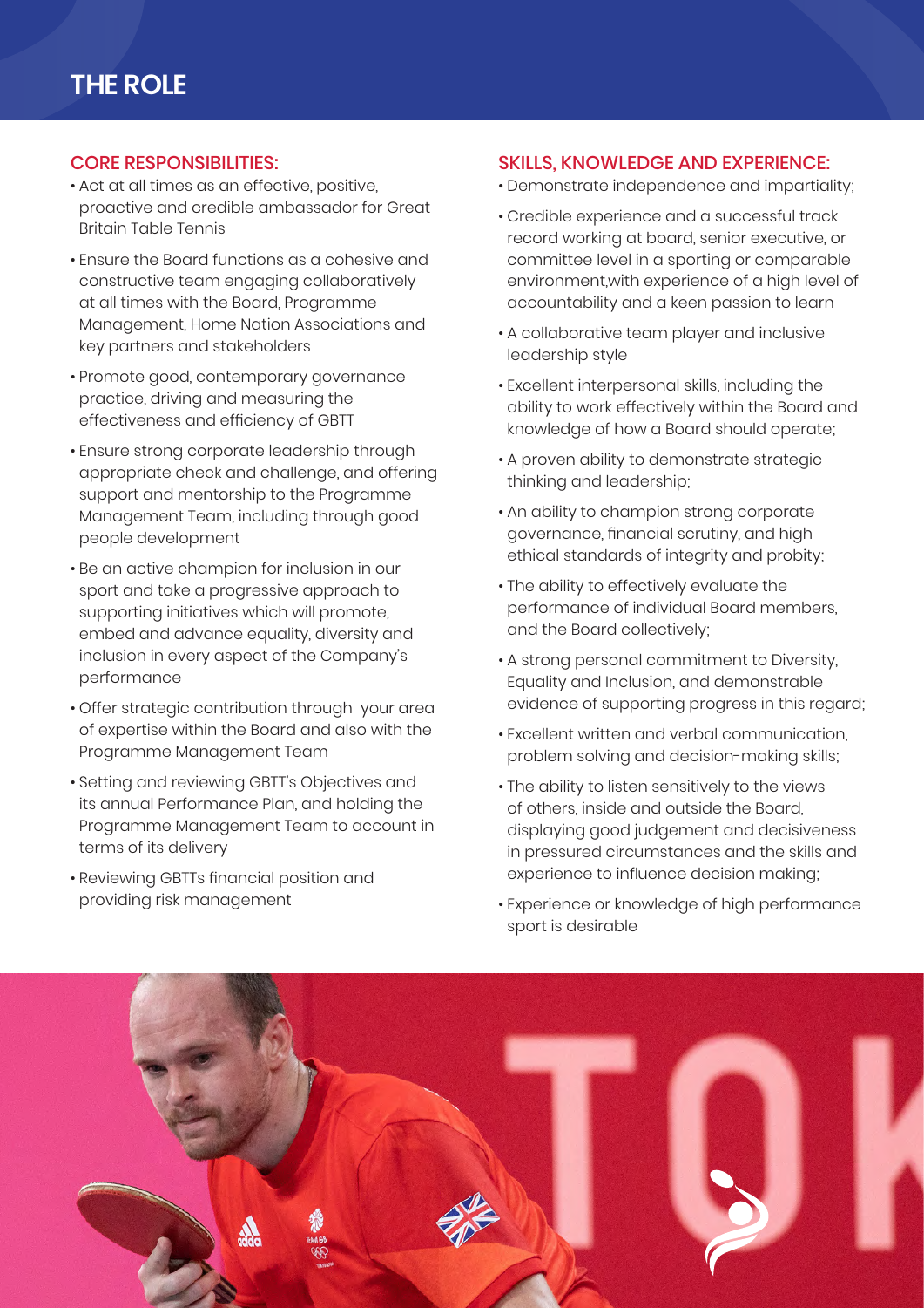# THE ROLE

## CORE RESPONSIBILITIES:

- Act at all times as an effective, positive, proactive and credible ambassador for Great Britain Table Tennis
- Ensure the Board functions as a cohesive and constructive team engaging collaboratively at all times with the Board, Programme Management, Home Nation Associations and key partners and stakeholders
- Promote good, contemporary governance practice, driving and measuring the effectiveness and efficiency of GBTT
- Ensure strong corporate leadership through appropriate check and challenge, and offering support and mentorship to the Programme Management Team, including through good people development
- Be an active champion for inclusion in our sport and take a progressive approach to supporting initiatives which will promote, embed and advance equality, diversity and inclusion in every aspect of the Company's performance
- Offer strategic contribution through your area of expertise within the Board and also with the Programme Management Team
- Setting and reviewing GBTT's Objectives and its annual Performance Plan, and holding the Programme Management Team to account in terms of its delivery
- Reviewing GBTTs financial position and providing risk management

## SKILLS, KNOWLEDGE AND EXPERIENCE:

- Demonstrate independence and impartiality;
- Credible experience and a successful track record working at board, senior executive, or committee level in a sporting or comparable environment,with experience of a high level of accountability and a keen passion to learn
- A collaborative team player and inclusive leadership style
- Excellent interpersonal skills, including the ability to work effectively within the Board and knowledge of how a Board should operate;
- A proven ability to demonstrate strategic thinking and leadership;
- An ability to champion strong corporate governance, financial scrutiny, and high ethical standards of integrity and probity;
- The ability to effectively evaluate the performance of individual Board members, and the Board collectively;
- A strong personal commitment to Diversity, Equality and Inclusion, and demonstrable evidence of supporting progress in this regard;
- Excellent written and verbal communication, problem solving and decision-making skills;
- The ability to listen sensitively to the views of others, inside and outside the Board, displaying good judgement and decisiveness in pressured circumstances and the skills and experience to influence decision making;
- Experience or knowledge of high performance sport is desirable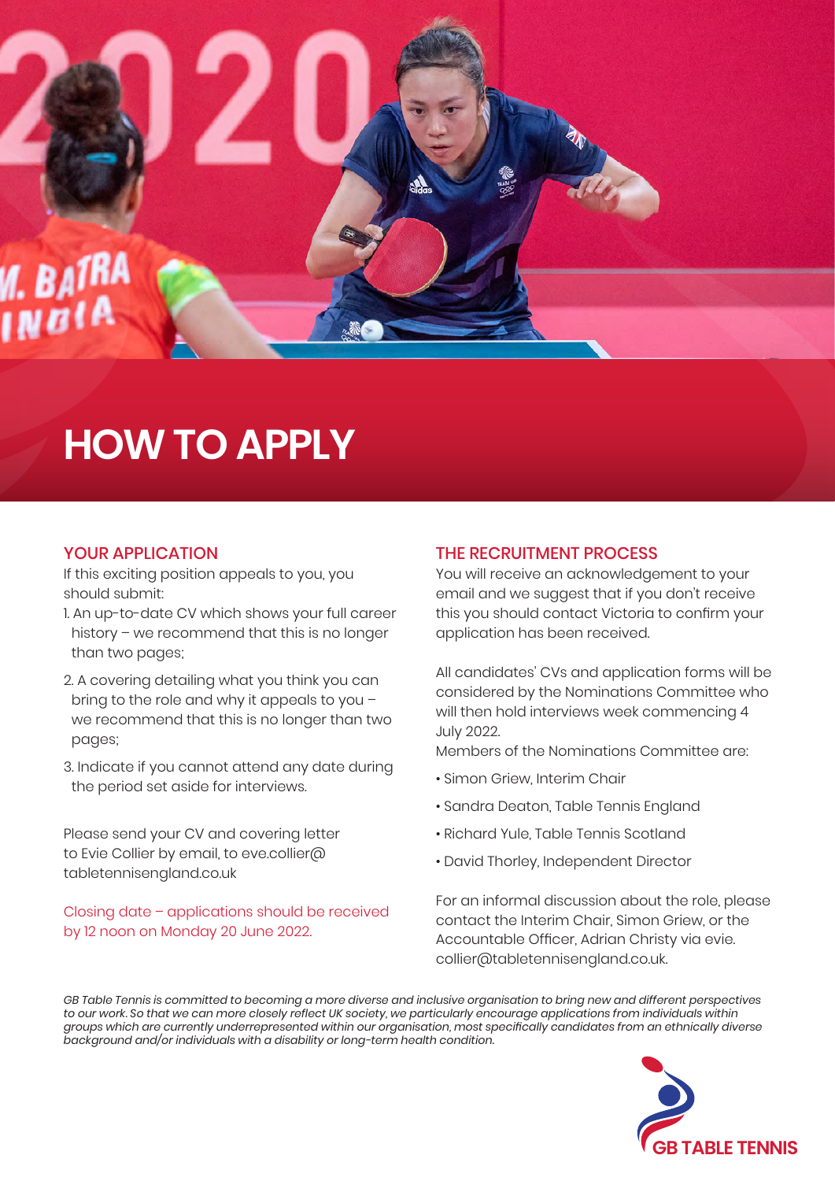# HOW TO APPLY

## YOUR APPLICATION

If this exciting position appeals to you, you should submit:

1. An up-to-date CV which shows your full career history – we recommend that this is no longer than two pages;
2. A covering detailing what you think you can bring to the role and why it appeals to you – we recommend that this is no longer than two pages;
3. Indicate if you cannot attend any date during the period set aside for interviews.

Please send your CV and covering letter to Evie Collier by email, to eve.collier@tabletennisengland.co.uk

Closing date – applications should be received by 12 noon on Monday 20 June 2022.

## THE RECRUITMENT PROCESS

You will receive an acknowledgement to your email and we suggest that if you don't receive this you should contact Victoria to confirm your application has been received.

All candidates' CVs and application forms will be considered by the Nominations Committee who will then hold interviews week commencing 4 July 2022.

Members of the Nominations Committee are:

- Simon Griew, Interim Chair
- Sandra Deaton, Table Tennis England
- Richard Yule, Table Tennis Scotland
- David Thorley, Independent Director

For an informal discussion about the role, please contact the Interim Chair, Simon Griew, or the Accountable Officer, Adrian Christy via evie.collier@tabletennisengland.co.uk.

*GB Table Tennis is committed to becoming a more diverse and inclusive organisation to bring new and different perspectives to our work. So that we can more closely reflect UK society, we particularly encourage applications from individuals within groups which are currently underrepresented within our organisation, most specifically candidates from an ethnically diverse background and/or individuals with a disability or long-term health condition.*

GB TABLE TENNIS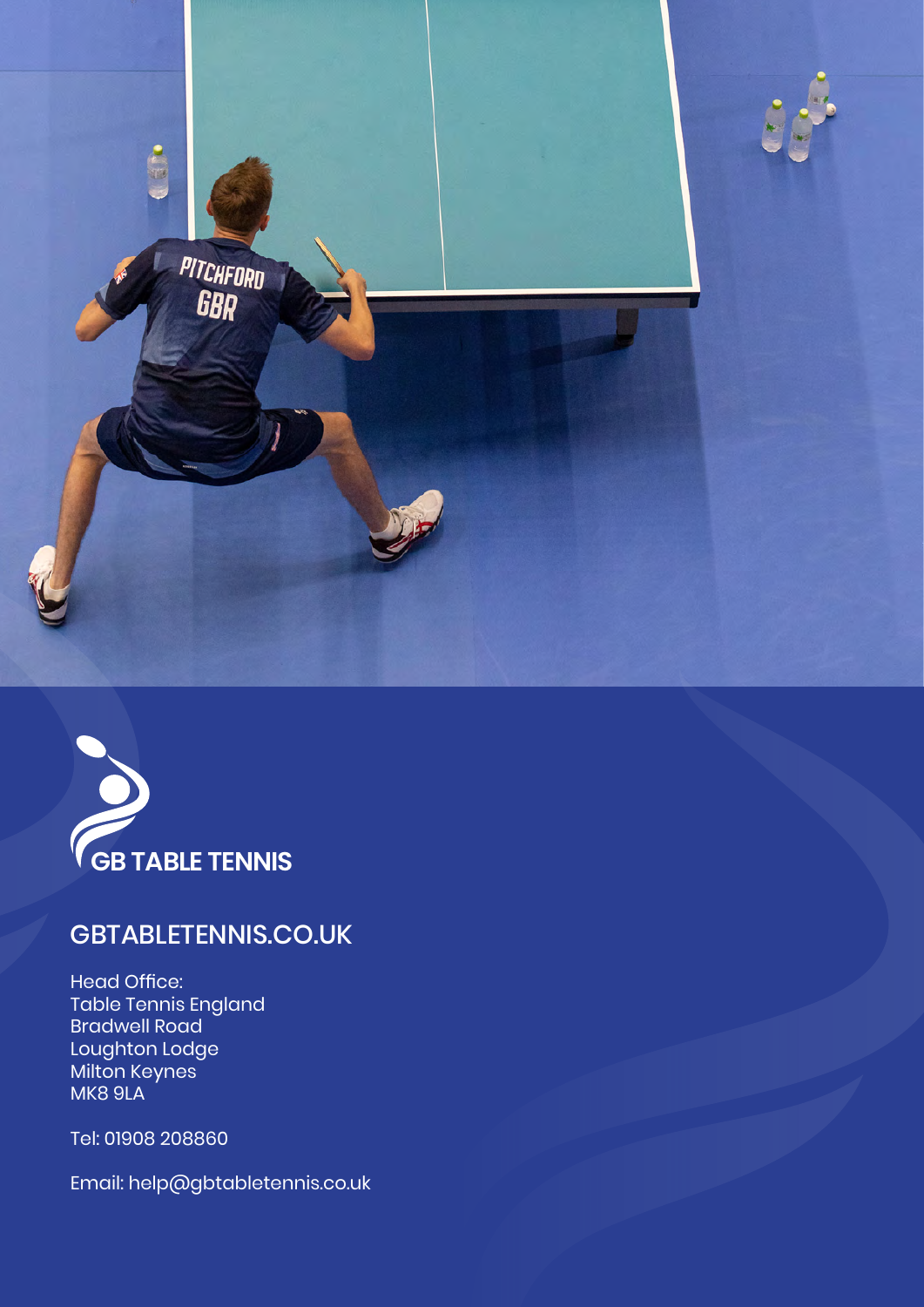GB TABLE TENNIS

GBTABLETENNIS.CO.UK

Head Office:
Table Tennis England
Bradwell Road
Loughton Lodge
Milton Keynes
MK8 9LA

Tel: 01908 208860

Email: help@gbtabletennis.co.uk